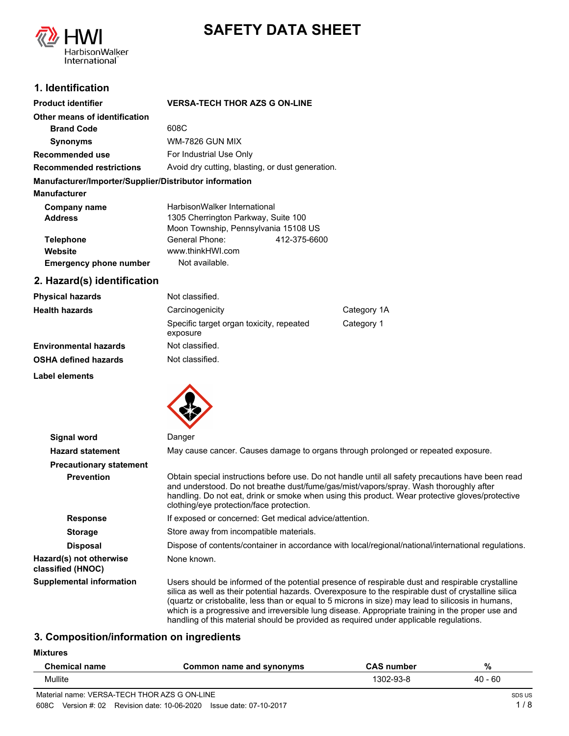# SAFETY DATA SHEET

## 1. Identification

**Product identifier** VERSA-TECH THOR AZS G ON-LINE

**Other means of identification**

**Brand Code** 608C

**Synonyms** WM-7826 GUN MIX

**Recommended use** For Industrial Use Only

**Recommended restrictions** Avoid dry cutting, blasting, or dust generation.

**Manufacturer/Importer/Supplier/Distributor information**

**Manufacturer**

**Company name** HarbisonWalker International

**Address** 1305 Cherrington Parkway, Suite 100
Moon Township, Pennsylvania 15108 US

**Telephone** General Phone: 412-375-6600

**Website** www.thinkHWI.com

**Emergency phone number** Not available.

## 2. Hazard(s) identification

| | | |
|---|---|---|
| **Physical hazards** | Not classified. | |
| **Health hazards** | Carcinogenicity | Category 1A |
| | Specific target organ toxicity, repeated exposure | Category 1 |
| **Environmental hazards** | Not classified. | |
| **OSHA defined hazards** | Not classified. | |

**Label elements**

**Signal word** Danger

**Hazard statement** May cause cancer. Causes damage to organs through prolonged or repeated exposure.

**Precautionary statement**

**Prevention** Obtain special instructions before use. Do not handle until all safety precautions have been read and understood. Do not breathe dust/fume/gas/mist/vapors/spray. Wash thoroughly after handling. Do not eat, drink or smoke when using this product. Wear protective gloves/protective clothing/eye protection/face protection.

**Response** If exposed or concerned: Get medical advice/attention.

**Storage** Store away from incompatible materials.

**Disposal** Dispose of contents/container in accordance with local/regional/national/international regulations.

**Hazard(s) not otherwise classified (HNOC)** None known.

**Supplemental information** Users should be informed of the potential presence of respirable dust and respirable crystalline silica as well as their potential hazards. Overexposure to the respirable dust of crystalline silica (quartz or cristobalite, less than or equal to 5 microns in size) may lead to silicosis in humans, which is a progressive and irreversible lung disease. Appropriate training in the proper use and handling of this material should be provided as required under applicable regulations.

## 3. Composition/information on ingredients

**Mixtures**

| Chemical name | Common name and synonyms | CAS number | % |
|---|---|---|---|
| Mullite | | 1302-93-8 | 40 - 60 |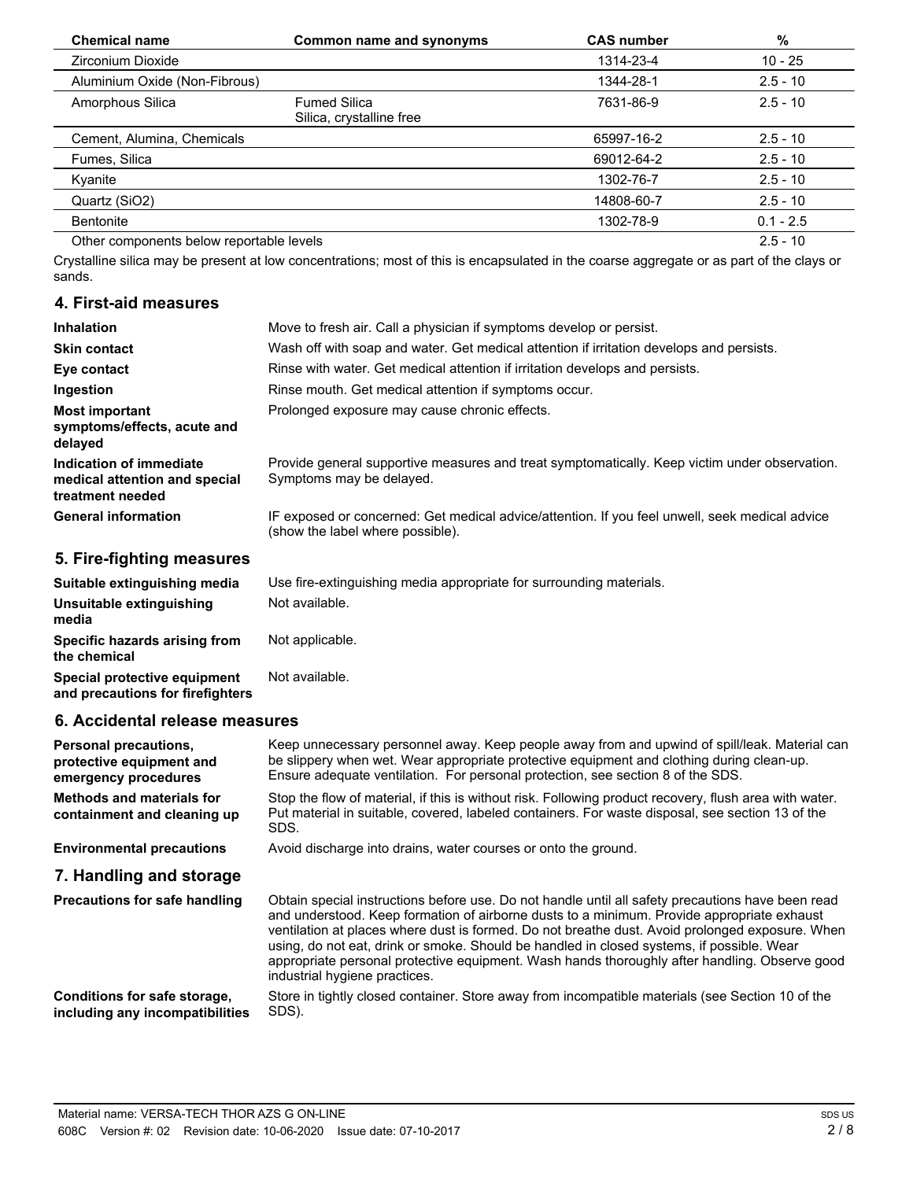| Chemical name | Common name and synonyms | CAS number | % |
| --- | --- | --- | --- |
| Zirconium Dioxide | | 1314-23-4 | 10 - 25 |
| Aluminium Oxide (Non-Fibrous) | | 1344-28-1 | 2.5 - 10 |
| Amorphous Silica | Fumed Silica<br>Silica, crystalline free | 7631-86-9 | 2.5 - 10 |
| Cement, Alumina, Chemicals | | 65997-16-2 | 2.5 - 10 |
| Fumes, Silica | | 69012-64-2 | 2.5 - 10 |
| Kyanite | | 1302-76-7 | 2.5 - 10 |
| Quartz (SiO2) | | 14808-60-7 | 2.5 - 10 |
| Bentonite | | 1302-78-9 | 0.1 - 2.5 |
| Other components below reportable levels | | | 2.5 - 10 |

Crystalline silica may be present at low concentrations; most of this is encapsulated in the coarse aggregate or as part of the clays or sands.

## 4. First-aid measures

**Inhalation** Move to fresh air. Call a physician if symptoms develop or persist.

**Skin contact** Wash off with soap and water. Get medical attention if irritation develops and persists.

**Eye contact** Rinse with water. Get medical attention if irritation develops and persists.

**Ingestion** Rinse mouth. Get medical attention if symptoms occur.

**Most important symptoms/effects, acute and delayed** Prolonged exposure may cause chronic effects.

**Indication of immediate medical attention and special treatment needed** Provide general supportive measures and treat symptomatically. Keep victim under observation. Symptoms may be delayed.

**General information** IF exposed or concerned: Get medical advice/attention. If you feel unwell, seek medical advice (show the label where possible).

## 5. Fire-fighting measures

**Suitable extinguishing media** Use fire-extinguishing media appropriate for surrounding materials.

**Unsuitable extinguishing media** Not available.

**Specific hazards arising from the chemical** Not applicable.

**Special protective equipment and precautions for firefighters** Not available.

## 6. Accidental release measures

**Personal precautions, protective equipment and emergency procedures** Keep unnecessary personnel away. Keep people away from and upwind of spill/leak. Material can be slippery when wet. Wear appropriate protective equipment and clothing during clean-up. Ensure adequate ventilation. For personal protection, see section 8 of the SDS.

**Methods and materials for containment and cleaning up** Stop the flow of material, if this is without risk. Following product recovery, flush area with water. Put material in suitable, covered, labeled containers. For waste disposal, see section 13 of the SDS.

**Environmental precautions** Avoid discharge into drains, water courses or onto the ground.

## 7. Handling and storage

**Precautions for safe handling** Obtain special instructions before use. Do not handle until all safety precautions have been read and understood. Keep formation of airborne dusts to a minimum. Provide appropriate exhaust ventilation at places where dust is formed. Do not breathe dust. Avoid prolonged exposure. When using, do not eat, drink or smoke. Should be handled in closed systems, if possible. Wear appropriate personal protective equipment. Wash hands thoroughly after handling. Observe good industrial hygiene practices.

**Conditions for safe storage, including any incompatibilities** Store in tightly closed container. Store away from incompatible materials (see Section 10 of the SDS).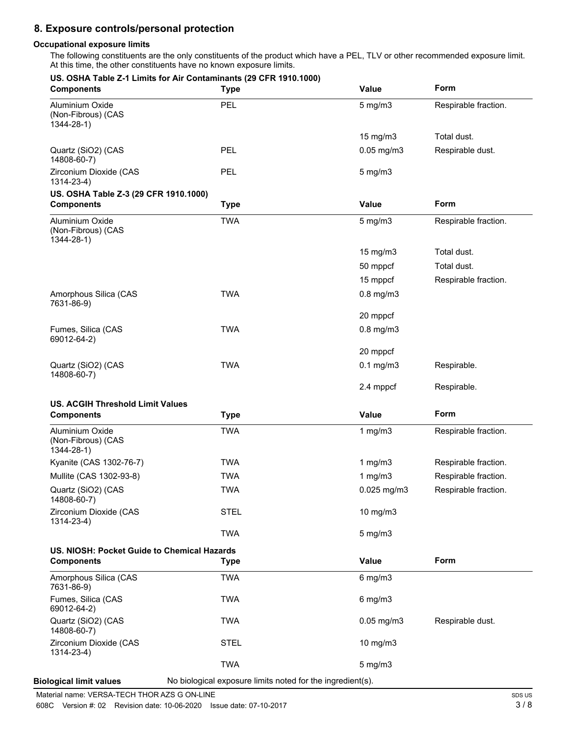## 8. Exposure controls/personal protection

### Occupational exposure limits

The following constituents are the only constituents of the product which have a PEL, TLV or other recommended exposure limit. At this time, the other constituents have no known exposure limits.

**US. OSHA Table Z-1 Limits for Air Contaminants (29 CFR 1910.1000)**

| Components | Type | Value | Form |
|---|---|---|---|
| Aluminium Oxide (Non-Fibrous) (CAS 1344-28-1) | PEL | 5 mg/m3 | Respirable fraction. |
| | | 15 mg/m3 | Total dust. |
| Quartz (SiO2) (CAS 14808-60-7) | PEL | 0.05 mg/m3 | Respirable dust. |
| Zirconium Dioxide (CAS 1314-23-4) | PEL | 5 mg/m3 | |

**US. OSHA Table Z-3 (29 CFR 1910.1000)**

| Components | Type | Value | Form |
|---|---|---|---|
| Aluminium Oxide (Non-Fibrous) (CAS 1344-28-1) | TWA | 5 mg/m3 | Respirable fraction. |
| | | 15 mg/m3 | Total dust. |
| | | 50 mppcf | Total dust. |
| | | 15 mppcf | Respirable fraction. |
| Amorphous Silica (CAS 7631-86-9) | TWA | 0.8 mg/m3 | |
| | | 20 mppcf | |
| Fumes, Silica (CAS 69012-64-2) | TWA | 0.8 mg/m3 | |
| | | 20 mppcf | |
| Quartz (SiO2) (CAS 14808-60-7) | TWA | 0.1 mg/m3 | Respirable. |
| | | 2.4 mppcf | Respirable. |

**US. ACGIH Threshold Limit Values**

| Components | Type | Value | Form |
|---|---|---|---|
| Aluminium Oxide (Non-Fibrous) (CAS 1344-28-1) | TWA | 1 mg/m3 | Respirable fraction. |
| Kyanite (CAS 1302-76-7) | TWA | 1 mg/m3 | Respirable fraction. |
| Mullite (CAS 1302-93-8) | TWA | 1 mg/m3 | Respirable fraction. |
| Quartz (SiO2) (CAS 14808-60-7) | TWA | 0.025 mg/m3 | Respirable fraction. |
| Zirconium Dioxide (CAS 1314-23-4) | STEL | 10 mg/m3 | |
| | TWA | 5 mg/m3 | |

**US. NIOSH: Pocket Guide to Chemical Hazards**

| Components | Type | Value | Form |
|---|---|---|---|
| Amorphous Silica (CAS 7631-86-9) | TWA | 6 mg/m3 | |
| Fumes, Silica (CAS 69012-64-2) | TWA | 6 mg/m3 | |
| Quartz (SiO2) (CAS 14808-60-7) | TWA | 0.05 mg/m3 | Respirable dust. |
| Zirconium Dioxide (CAS 1314-23-4) | STEL | 10 mg/m3 | |
| | TWA | 5 mg/m3 | |

**Biological limit values** No biological exposure limits noted for the ingredient(s).

Material name: VERSA-TECH THOR AZS G ON-LINE

608C Version #: 02 Revision date: 10-06-2020 Issue date: 07-10-2017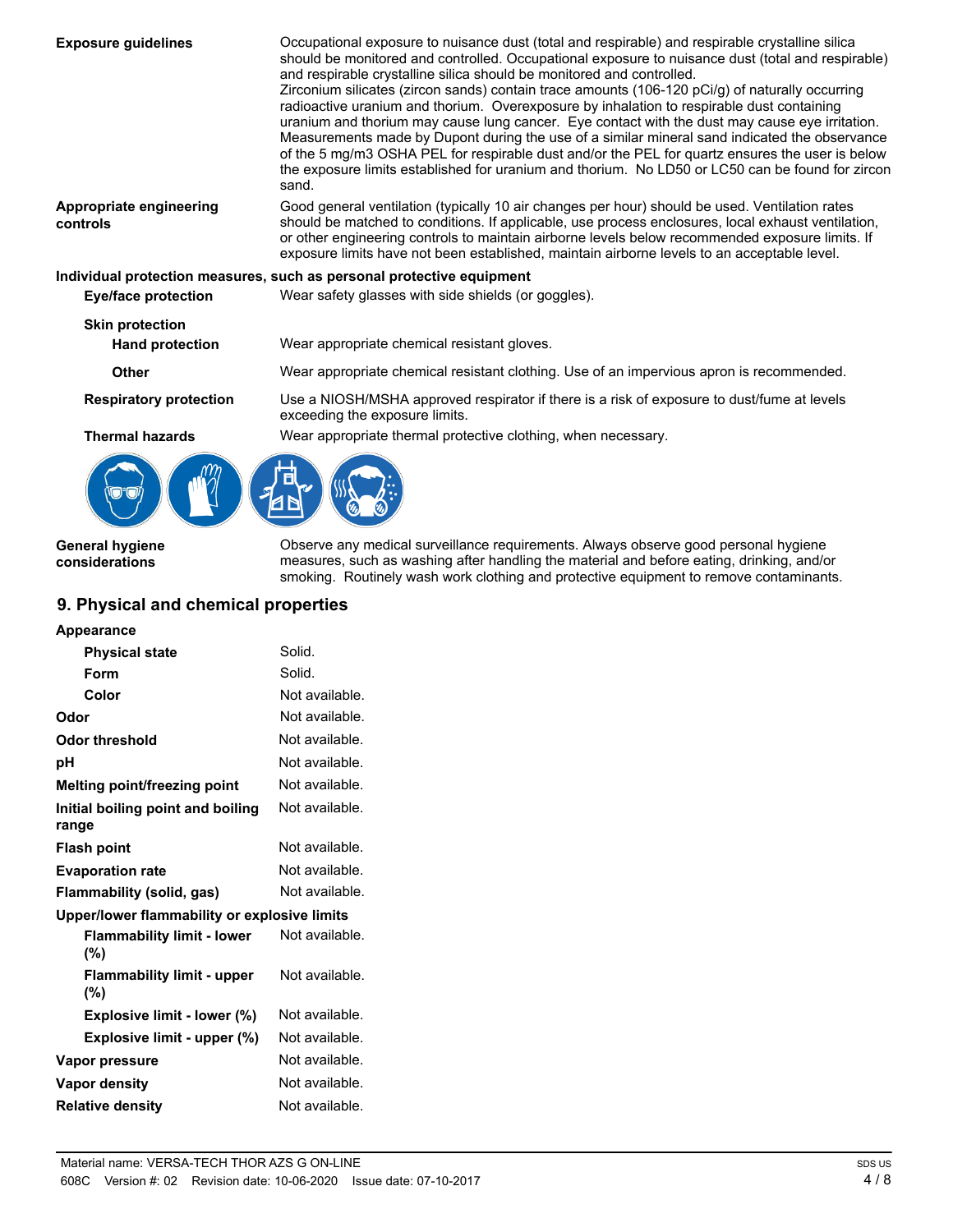| | |
|---|---|
| **Exposure guidelines** | Occupational exposure to nuisance dust (total and respirable) and respirable crystalline silica should be monitored and controlled. Occupational exposure to nuisance dust (total and respirable) and respirable crystalline silica should be monitored and controlled. Zirconium silicates (zircon sands) contain trace amounts (106-120 pCi/g) of naturally occurring radioactive uranium and thorium. Overexposure by inhalation to respirable dust containing uranium and thorium may cause lung cancer. Eye contact with the dust may cause eye irritation. Measurements made by Dupont during the use of a similar mineral sand indicated the observance of the 5 mg/m3 OSHA PEL for respirable dust and/or the PEL for quartz ensures the user is below the exposure limits established for uranium and thorium. No LD50 or LC50 can be found for zircon sand. |
| **Appropriate engineering controls** | Good general ventilation (typically 10 air changes per hour) should be used. Ventilation rates should be matched to conditions. If applicable, use process enclosures, local exhaust ventilation, or other engineering controls to maintain airborne levels below recommended exposure limits. If exposure limits have not been established, maintain airborne levels to an acceptable level. |

**Individual protection measures, such as personal protective equipment**

| | |
|---|---|
| **Eye/face protection** | Wear safety glasses with side shields (or goggles). |
| **Skin protection** | |
| **Hand protection** | Wear appropriate chemical resistant gloves. |
| **Other** | Wear appropriate chemical resistant clothing. Use of an impervious apron is recommended. |
| **Respiratory protection** | Use a NIOSH/MSHA approved respirator if there is a risk of exposure to dust/fume at levels exceeding the exposure limits. |
| **Thermal hazards** | Wear appropriate thermal protective clothing, when necessary. |
| **General hygiene considerations** | Observe any medical surveillance requirements. Always observe good personal hygiene measures, such as washing after handling the material and before eating, drinking, and/or smoking. Routinely wash work clothing and protective equipment to remove contaminants. |

## 9. Physical and chemical properties

| | |
|---|---|
| **Appearance** | |
| **Physical state** | Solid. |
| **Form** | Solid. |
| **Color** | Not available. |
| **Odor** | Not available. |
| **Odor threshold** | Not available. |
| **pH** | Not available. |
| **Melting point/freezing point** | Not available. |
| **Initial boiling point and boiling range** | Not available. |
| **Flash point** | Not available. |
| **Evaporation rate** | Not available. |
| **Flammability (solid, gas)** | Not available. |
| **Upper/lower flammability or explosive limits** | |
| **Flammability limit - lower (%)** | Not available. |
| **Flammability limit - upper (%)** | Not available. |
| **Explosive limit - lower (%)** | Not available. |
| **Explosive limit - upper (%)** | Not available. |
| **Vapor pressure** | Not available. |
| **Vapor density** | Not available. |
| **Relative density** | Not available. |

Material name: VERSA-TECH THOR AZS G ON-LINE
608C Version #: 02 Revision date: 10-06-2020 Issue date: 07-10-2017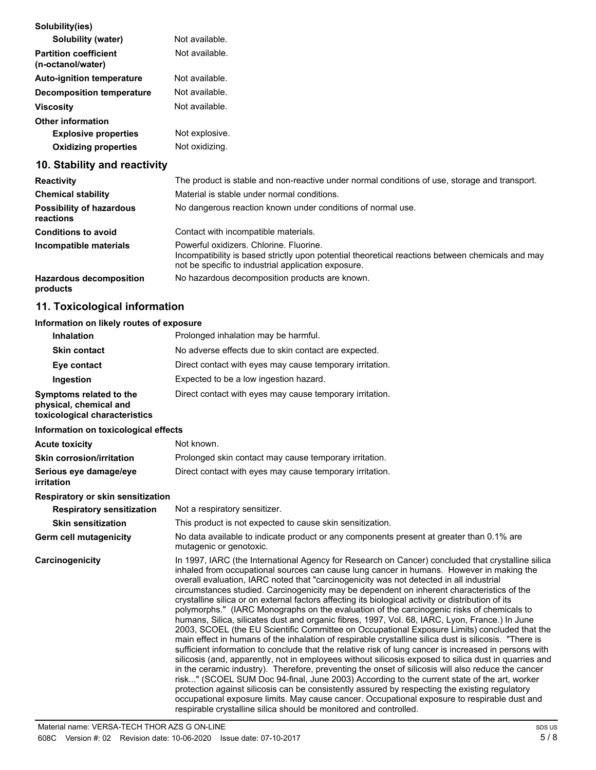| | |
|---|---|
| **Solubility(ies)** | |
| **Solubility (water)** | Not available. |
| **Partition coefficient (n-octanol/water)** | Not available. |
| **Auto-ignition temperature** | Not available. |
| **Decomposition temperature** | Not available. |
| **Viscosity** | Not available. |
| **Other information** | |
| **Explosive properties** | Not explosive. |
| **Oxidizing properties** | Not oxidizing. |

## 10. Stability and reactivity

| | |
|---|---|
| **Reactivity** | The product is stable and non-reactive under normal conditions of use, storage and transport. |
| **Chemical stability** | Material is stable under normal conditions. |
| **Possibility of hazardous reactions** | No dangerous reaction known under conditions of normal use. |
| **Conditions to avoid** | Contact with incompatible materials. |
| **Incompatible materials** | Powerful oxidizers. Chlorine. Fluorine.<br>Incompatibility is based strictly upon potential theoretical reactions between chemicals and may not be specific to industrial application exposure. |
| **Hazardous decomposition products** | No hazardous decomposition products are known. |

## 11. Toxicological information

**Information on likely routes of exposure**

| | |
|---|---|
| **Inhalation** | Prolonged inhalation may be harmful. |
| **Skin contact** | No adverse effects due to skin contact are expected. |
| **Eye contact** | Direct contact with eyes may cause temporary irritation. |
| **Ingestion** | Expected to be a low ingestion hazard. |
| **Symptoms related to the physical, chemical and toxicological characteristics** | Direct contact with eyes may cause temporary irritation. |

**Information on toxicological effects**

| | |
|---|---|
| **Acute toxicity** | Not known. |
| **Skin corrosion/irritation** | Prolonged skin contact may cause temporary irritation. |
| **Serious eye damage/eye irritation** | Direct contact with eyes may cause temporary irritation. |
| **Respiratory or skin sensitization** | |
| **Respiratory sensitization** | Not a respiratory sensitizer. |
| **Skin sensitization** | This product is not expected to cause skin sensitization. |
| **Germ cell mutagenicity** | No data available to indicate product or any components present at greater than 0.1% are mutagenic or genotoxic. |
| **Carcinogenicity** | In 1997, IARC (the International Agency for Research on Cancer) concluded that crystalline silica inhaled from occupational sources can cause lung cancer in humans. However in making the overall evaluation, IARC noted that "carcinogenicity was not detected in all industrial circumstances studied. Carcinogenicity may be dependent on inherent characteristics of the crystalline silica or on external factors affecting its biological activity or distribution of its polymorphs." (IARC Monographs on the evaluation of the carcinogenic risks of chemicals to humans, Silica, silicates dust and organic fibres, 1997, Vol. 68, IARC, Lyon, France.) In June 2003, SCOEL (the EU Scientific Committee on Occupational Exposure Limits) concluded that the main effect in humans of the inhalation of respirable crystalline silica dust is silicosis. "There is sufficient information to conclude that the relative risk of lung cancer is increased in persons with silicosis (and, apparently, not in employees without silicosis exposed to silica dust in quarries and in the ceramic industry). Therefore, preventing the onset of silicosis will also reduce the cancer risk..." (SCOEL SUM Doc 94-final, June 2003) According to the current state of the art, worker protection against silicosis can be consistently assured by respecting the existing regulatory occupational exposure limits. May cause cancer. Occupational exposure to respirable dust and respirable crystalline silica should be monitored and controlled. |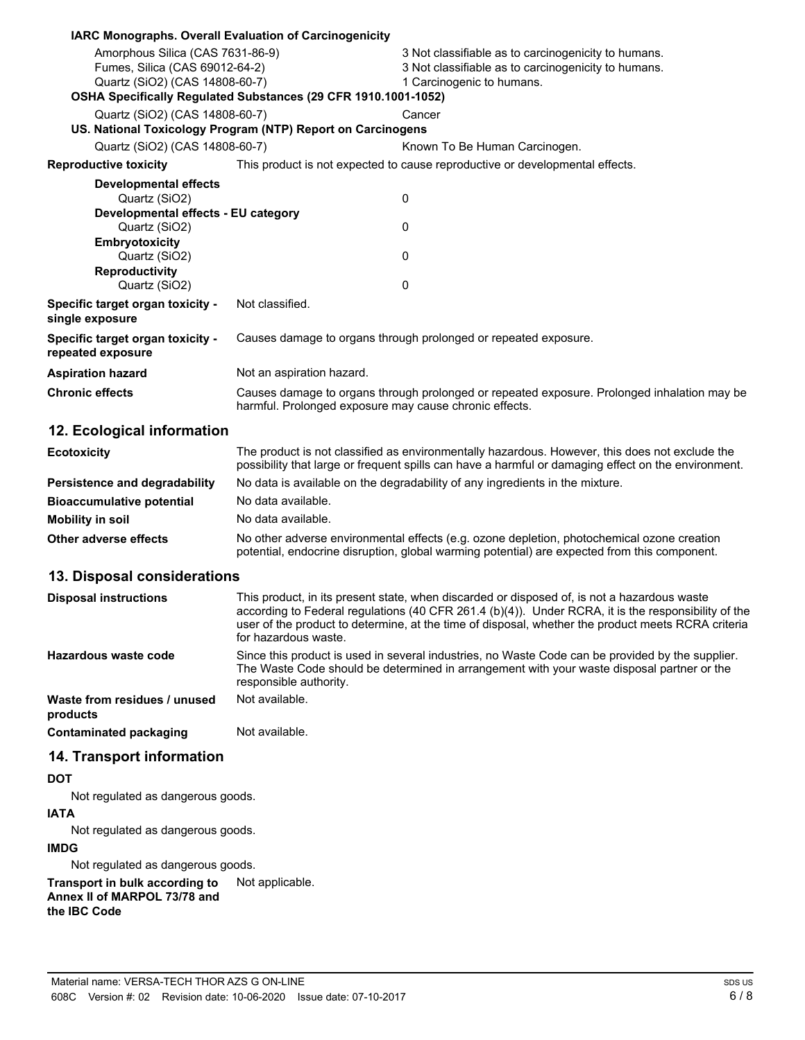**IARC Monographs. Overall Evaluation of Carcinogenicity**

| | |
|---|---|
| Amorphous Silica (CAS 7631-86-9) | 3 Not classifiable as to carcinogenicity to humans. |
| Fumes, Silica (CAS 69012-64-2) | 3 Not classifiable as to carcinogenicity to humans. |
| Quartz (SiO2) (CAS 14808-60-7) | 1 Carcinogenic to humans. |

**OSHA Specifically Regulated Substances (29 CFR 1910.1001-1052)**

| | |
|---|---|
| Quartz (SiO2) (CAS 14808-60-7) | Cancer |

**US. National Toxicology Program (NTP) Report on Carcinogens**

| | |
|---|---|
| Quartz (SiO2) (CAS 14808-60-7) | Known To Be Human Carcinogen. |

**Reproductive toxicity** This product is not expected to cause reproductive or developmental effects.

**Developmental effects**

| | |
|---|---|
| Quartz (SiO2) | 0 |

**Developmental effects - EU category**

| | |
|---|---|
| Quartz (SiO2) | 0 |

**Embryotoxicity**

| | |
|---|---|
| Quartz (SiO2) | 0 |

**Reproductivity**

| | |
|---|---|
| Quartz (SiO2) | 0 |

**Specific target organ toxicity - single exposure** Not classified.

**Specific target organ toxicity - repeated exposure** Causes damage to organs through prolonged or repeated exposure.

**Aspiration hazard** Not an aspiration hazard.

**Chronic effects** Causes damage to organs through prolonged or repeated exposure. Prolonged inhalation may be harmful. Prolonged exposure may cause chronic effects.

## 12. Ecological information

**Ecotoxicity** The product is not classified as environmentally hazardous. However, this does not exclude the possibility that large or frequent spills can have a harmful or damaging effect on the environment.

**Persistence and degradability** No data is available on the degradability of any ingredients in the mixture.

**Bioaccumulative potential** No data available.

**Mobility in soil** No data available.

**Other adverse effects** No other adverse environmental effects (e.g. ozone depletion, photochemical ozone creation potential, endocrine disruption, global warming potential) are expected from this component.

## 13. Disposal considerations

**Disposal instructions** This product, in its present state, when discarded or disposed of, is not a hazardous waste according to Federal regulations (40 CFR 261.4 (b)(4)). Under RCRA, it is the responsibility of the user of the product to determine, at the time of disposal, whether the product meets RCRA criteria for hazardous waste.

**Hazardous waste code** Since this product is used in several industries, no Waste Code can be provided by the supplier. The Waste Code should be determined in arrangement with your waste disposal partner or the responsible authority.

**Waste from residues / unused products** Not available.

**Contaminated packaging** Not available.

## 14. Transport information

**DOT**

Not regulated as dangerous goods.

**IATA**

Not regulated as dangerous goods.

**IMDG**

Not regulated as dangerous goods.

**Transport in bulk according to Annex II of MARPOL 73/78 and the IBC Code** Not applicable.

Material name: VERSA-TECH THOR AZS G ON-LINE
608C Version #: 02 Revision date: 10-06-2020 Issue date: 07-10-2017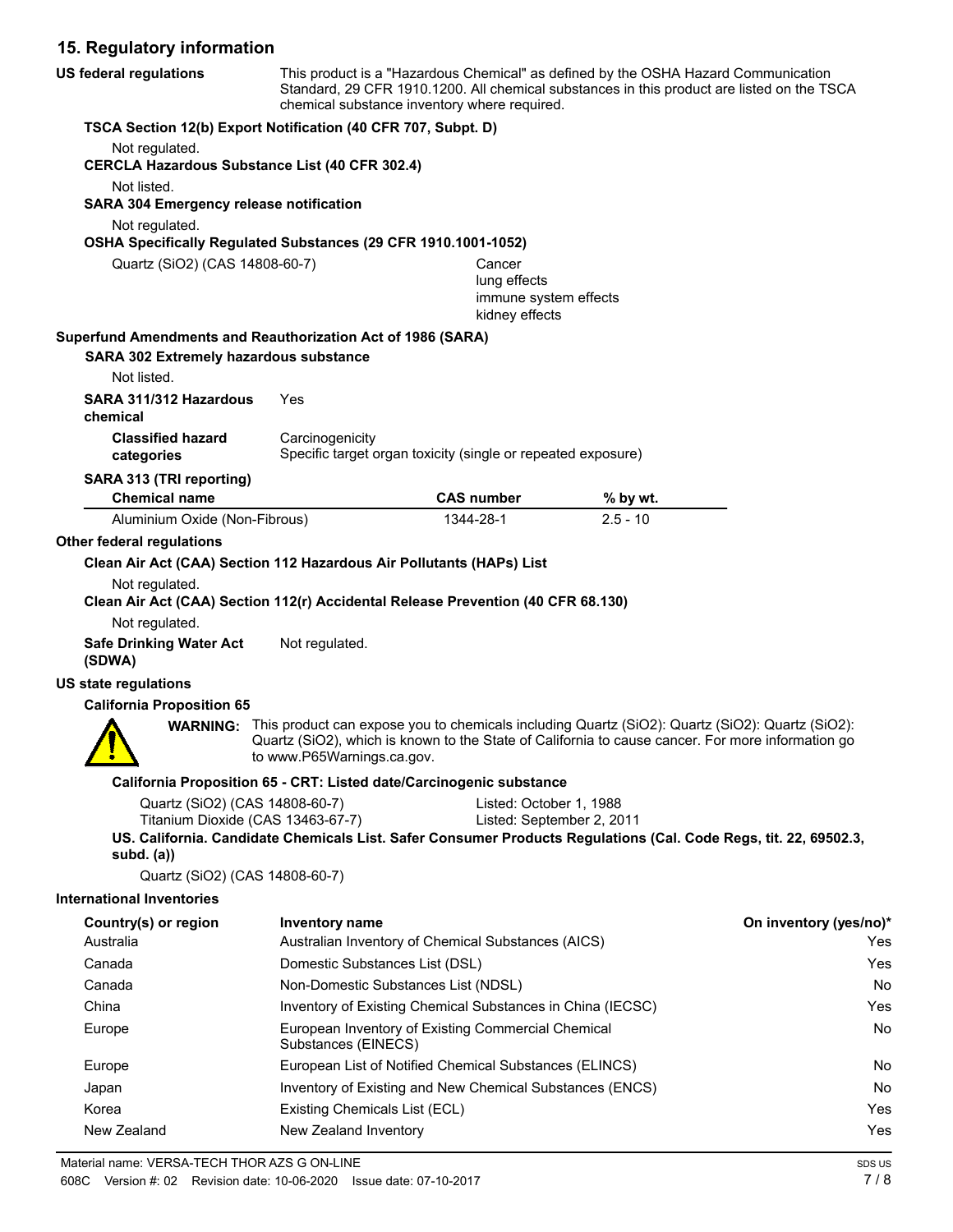## 15. Regulatory information

**US federal regulations** This product is a "Hazardous Chemical" as defined by the OSHA Hazard Communication Standard, 29 CFR 1910.1200. All chemical substances in this product are listed on the TSCA chemical substance inventory where required.

**TSCA Section 12(b) Export Notification (40 CFR 707, Subpt. D)**

Not regulated.

**CERCLA Hazardous Substance List (40 CFR 302.4)**

Not listed.

**SARA 304 Emergency release notification**

Not regulated.

**OSHA Specifically Regulated Substances (29 CFR 1910.1001-1052)**

| | |
|---|---|
| Quartz ($SiO_2$) (CAS 14808-60-7) | Cancer<br>lung effects<br>immune system effects<br>kidney effects |

**Superfund Amendments and Reauthorization Act of 1986 (SARA)**

**SARA 302 Extremely hazardous substance**

Not listed.

**SARA 311/312 Hazardous chemical** Yes

**Classified hazard categories** Carcinogenicity
Specific target organ toxicity (single or repeated exposure)

**SARA 313 (TRI reporting)**

| Chemical name | CAS number | % by wt. |
|---|---|---|
| Aluminium Oxide (Non-Fibrous) | 1344-28-1 | 2.5 - 10 |

**Other federal regulations**

**Clean Air Act (CAA) Section 112 Hazardous Air Pollutants (HAPs) List**

Not regulated.

**Clean Air Act (CAA) Section 112(r) Accidental Release Prevention (40 CFR 68.130)**

Not regulated.

**Safe Drinking Water Act (SDWA)** Not regulated.

**US state regulations**

**California Proposition 65**

**WARNING:** This product can expose you to chemicals including Quartz ($SiO_2$): Quartz ($SiO_2$): Quartz ($SiO_2$): Quartz ($SiO_2$), which is known to the State of California to cause cancer. For more information go to www.P65Warnings.ca.gov.

**California Proposition 65 - CRT: Listed date/Carcinogenic substance**

| | |
|---|---|
| Quartz ($SiO_2$) (CAS 14808-60-7) | Listed: October 1, 1988 |
| Titanium Dioxide (CAS 13463-67-7) | Listed: September 2, 2011 |

**US. California. Candidate Chemicals List. Safer Consumer Products Regulations (Cal. Code Regs, tit. 22, 69502.3, subd. (a))**

Quartz ($SiO_2$) (CAS 14808-60-7)

**International Inventories**

| Country(s) or region | Inventory name | On inventory (yes/no)* |
|---|---|---|
| Australia | Australian Inventory of Chemical Substances (AICS) | Yes |
| Canada | Domestic Substances List (DSL) | Yes |
| Canada | Non-Domestic Substances List (NDSL) | No |
| China | Inventory of Existing Chemical Substances in China (IECSC) | Yes |
| Europe | European Inventory of Existing Commercial Chemical Substances (EINECS) | No |
| Europe | European List of Notified Chemical Substances (ELINCS) | No |
| Japan | Inventory of Existing and New Chemical Substances (ENCS) | No |
| Korea | Existing Chemicals List (ECL) | Yes |
| New Zealand | New Zealand Inventory | Yes |

Material name: VERSA-TECH THOR AZS G ON-LINE
608C Version #: 02 Revision date: 10-06-2020 Issue date: 07-10-2017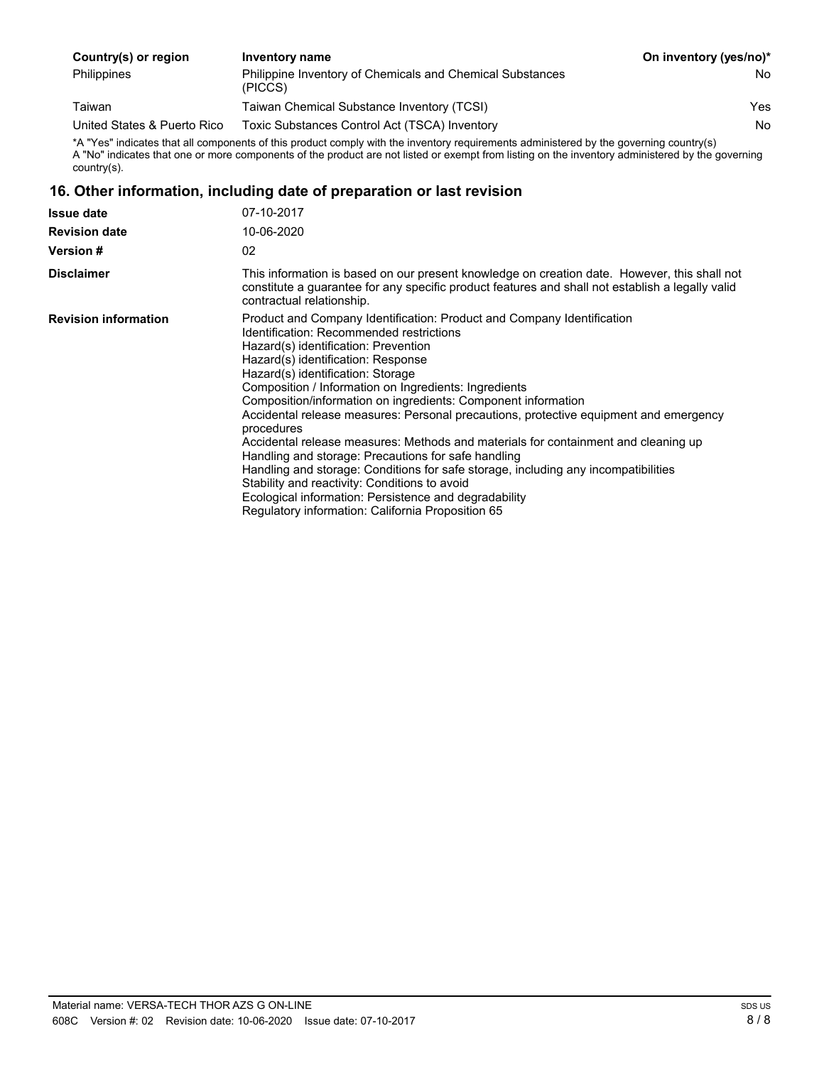| Country(s) or region | Inventory name | On inventory (yes/no)* |
| --- | --- | --- |
| Philippines | Philippine Inventory of Chemicals and Chemical Substances (PICCS) | No |
| Taiwan | Taiwan Chemical Substance Inventory (TCSI) | Yes |
| United States & Puerto Rico | Toxic Substances Control Act (TSCA) Inventory | No |

*A "Yes" indicates that all components of this product comply with the inventory requirements administered by the governing country(s)
A "No" indicates that one or more components of the product are not listed or exempt from listing on the inventory administered by the governing country(s).

## 16. Other information, including date of preparation or last revision

**Issue date** 07-10-2017

**Revision date** 10-06-2020

**Version #** 02

**Disclaimer** This information is based on our present knowledge on creation date. However, this shall not constitute a guarantee for any specific product features and shall not establish a legally valid contractual relationship.

**Revision information**
Product and Company Identification: Product and Company Identification
Identification: Recommended restrictions
Hazard(s) identification: Prevention
Hazard(s) identification: Response
Hazard(s) identification: Storage
Composition / Information on Ingredients: Ingredients
Composition/information on ingredients: Component information
Accidental release measures: Personal precautions, protective equipment and emergency procedures
Accidental release measures: Methods and materials for containment and cleaning up
Handling and storage: Precautions for safe handling
Handling and storage: Conditions for safe storage, including any incompatibilities
Stability and reactivity: Conditions to avoid
Ecological information: Persistence and degradability
Regulatory information: California Proposition 65